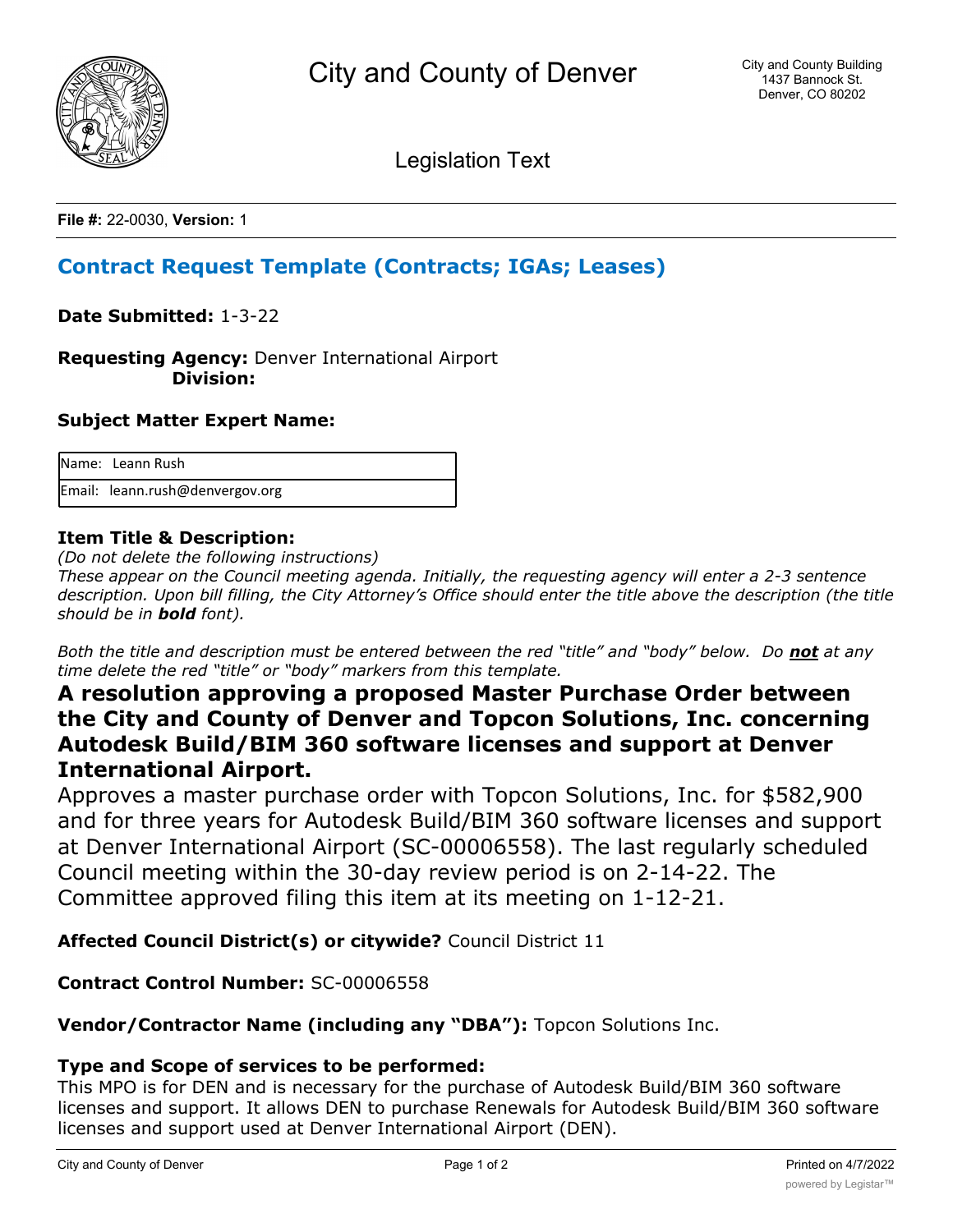City and County of Denver

City and County Building
1437 Bannock St.
Denver, CO 80202

Legislation Text

**File #:** 22-0030, **Version:** 1

## Contract Request Template (Contracts; IGAs; Leases)

**Date Submitted:** 1-3-22

**Requesting Agency:** Denver International Airport
**Division:**

**Subject Matter Expert Name:**

| Name: Leann Rush |
|---|
| Email: leann.rush@denvergov.org |

**Item Title & Description:**

*(Do not delete the following instructions)*
*These appear on the Council meeting agenda. Initially, the requesting agency will enter a 2-3 sentence description. Upon bill filling, the City Attorney's Office should enter the title above the description (the title should be in* ***bold*** *font).*

*Both the title and description must be entered between the red "title" and "body" below. Do* ***not*** *at any time delete the red "title" or "body" markers from this template.*

**A resolution approving a proposed Master Purchase Order between the City and County of Denver and Topcon Solutions, Inc. concerning Autodesk Build/BIM 360 software licenses and support at Denver International Airport.**

Approves a master purchase order with Topcon Solutions, Inc. for $582,900 and for three years for Autodesk Build/BIM 360 software licenses and support at Denver International Airport (SC-00006558). The last regularly scheduled Council meeting within the 30-day review period is on 2-14-22. The Committee approved filing this item at its meeting on 1-12-21.

**Affected Council District(s) or citywide?** Council District 11

**Contract Control Number:** SC-00006558

**Vendor/Contractor Name (including any "DBA"):** Topcon Solutions Inc.

**Type and Scope of services to be performed:**

This MPO is for DEN and is necessary for the purchase of Autodesk Build/BIM 360 software licenses and support. It allows DEN to purchase Renewals for Autodesk Build/BIM 360 software licenses and support used at Denver International Airport (DEN).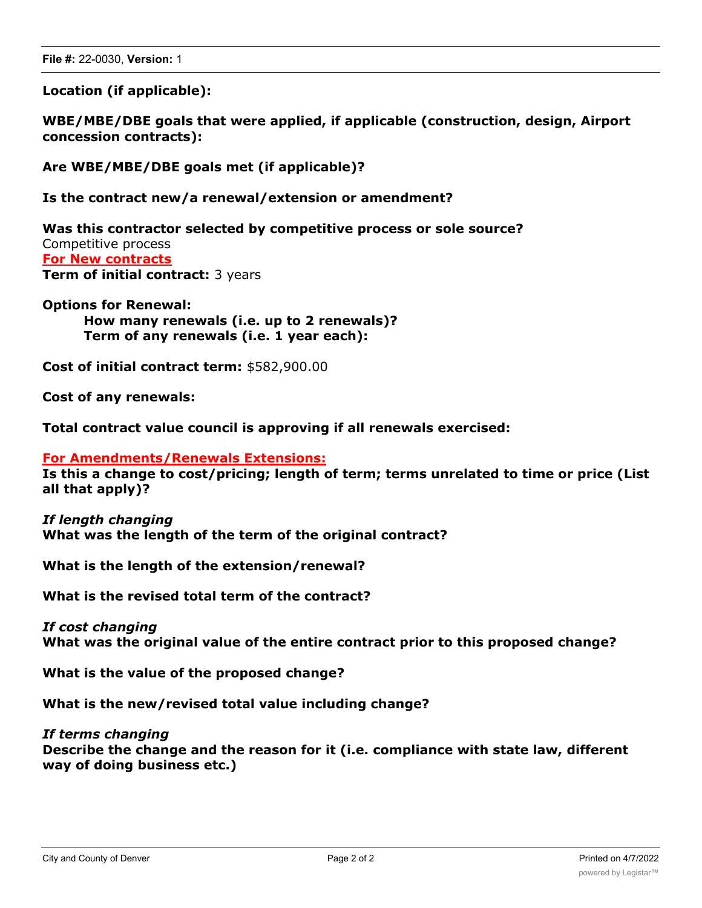**Location (if applicable):**

**WBE/MBE/DBE goals that were applied, if applicable (construction, design, Airport concession contracts):**

**Are WBE/MBE/DBE goals met (if applicable)?**

**Is the contract new/a renewal/extension or amendment?**

**Was this contractor selected by competitive process or sole source?**
Competitive process

**For New contracts**

**Term of initial contract:** 3 years

**Options for Renewal:**

**How many renewals (i.e. up to 2 renewals)?**

**Term of any renewals (i.e. 1 year each):**

**Cost of initial contract term:** $582,900.00

**Cost of any renewals:**

**Total contract value council is approving if all renewals exercised:**

**For Amendments/Renewals Extensions:**

**Is this a change to cost/pricing; length of term; terms unrelated to time or price (List all that apply)?**

*If length changing*

**What was the length of the term of the original contract?**

**What is the length of the extension/renewal?**

**What is the revised total term of the contract?**

*If cost changing*

**What was the original value of the entire contract prior to this proposed change?**

**What is the value of the proposed change?**

**What is the new/revised total value including change?**

*If terms changing*

**Describe the change and the reason for it (i.e. compliance with state law, different way of doing business etc.)**